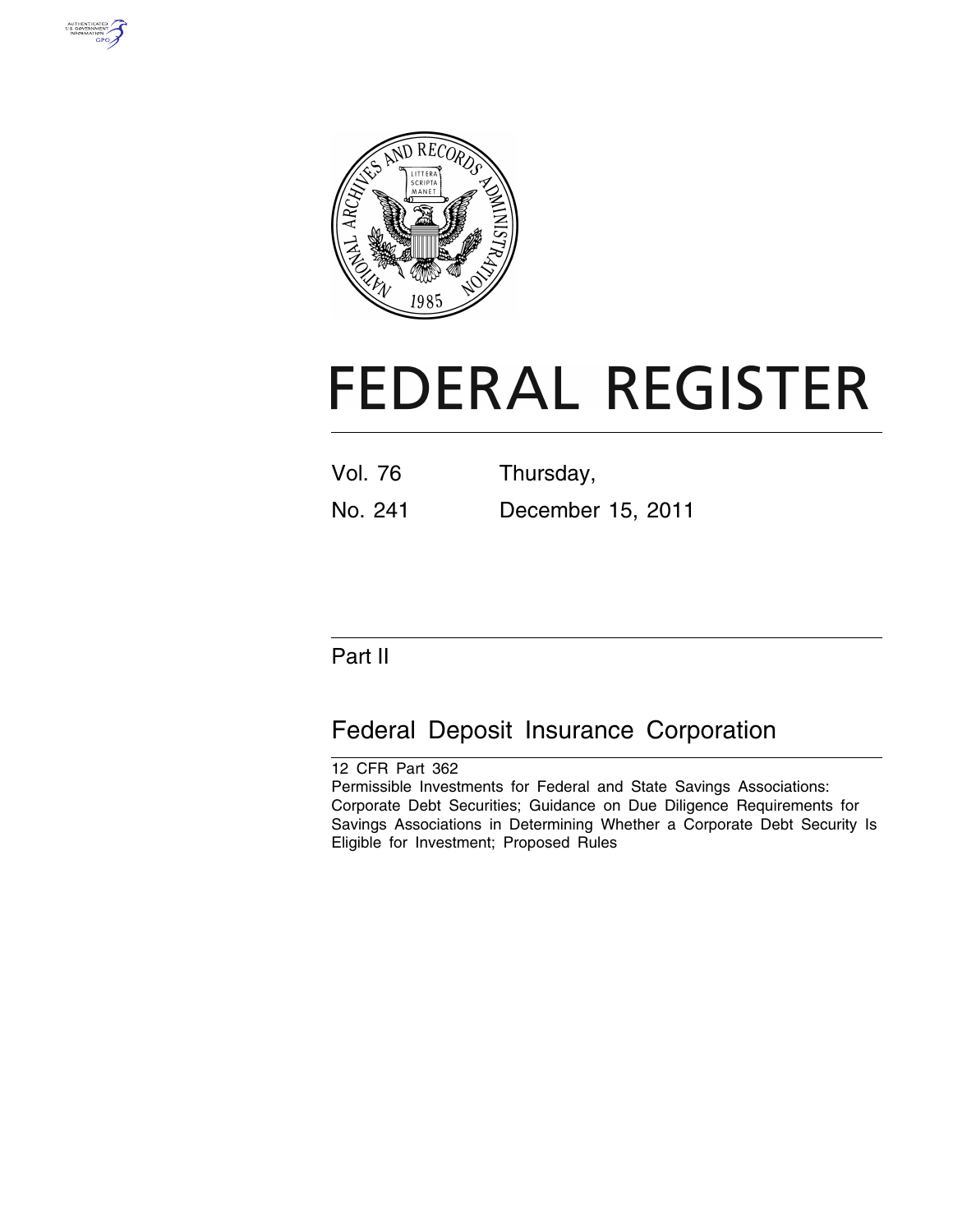# FEDERAL REGISTER

Vol. 76 Thursday,

No. 241 December 15, 2011

## Part II

## Federal Deposit Insurance Corporation

12 CFR Part 362

Permissible Investments for Federal and State Savings Associations: Corporate Debt Securities; Guidance on Due Diligence Requirements for Savings Associations in Determining Whether a Corporate Debt Security Is Eligible for Investment; Proposed Rules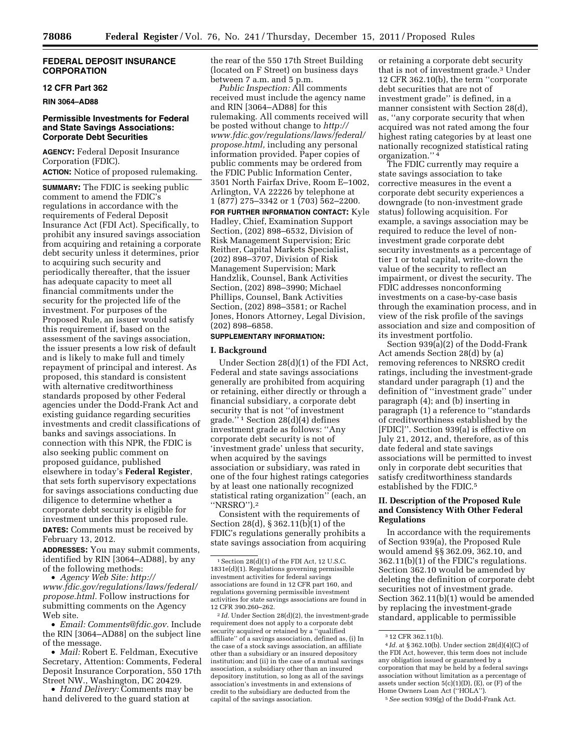**FEDERAL DEPOSIT INSURANCE CORPORATION**

**12 CFR Part 362**

**RIN 3064–AD88**

## Permissible Investments for Federal and State Savings Associations: Corporate Debt Securities

**AGENCY:** Federal Deposit Insurance Corporation (FDIC).

**ACTION:** Notice of proposed rulemaking.

**SUMMARY:** The FDIC is seeking public comment to amend the FDIC's regulations in accordance with the requirements of Federal Deposit Insurance Act (FDI Act). Specifically, to prohibit any insured savings association from acquiring and retaining a corporate debt security unless it determines, prior to acquiring such security and periodically thereafter, that the issuer has adequate capacity to meet all financial commitments under the security for the projected life of the investment. For purposes of the Proposed Rule, an issuer would satisfy this requirement if, based on the assessment of the savings association, the issuer presents a low risk of default and is likely to make full and timely repayment of principal and interest. As proposed, this standard is consistent with alternative creditworthiness standards proposed by other Federal agencies under the Dodd-Frank Act and existing guidance regarding securities investments and credit classifications of banks and savings associations. In connection with this NPR, the FDIC is also seeking public comment on proposed guidance, published elsewhere in today's **Federal Register**, that sets forth supervisory expectations for savings associations conducting due diligence to determine whether a corporate debt security is eligible for investment under this proposed rule.

**DATES:** Comments must be received by February 13, 2012.

**ADDRESSES:** You may submit comments, identified by RIN [3064–AD88], by any of the following methods:

- *Agency Web Site: http://www.fdic.gov/regulations/laws/federal/propose.html.* Follow instructions for submitting comments on the Agency Web site.
- *Email: Comments@fdic.gov.* Include the RIN [3064–AD88] on the subject line of the message.
- *Mail:* Robert E. Feldman, Executive Secretary, Attention: Comments, Federal Deposit Insurance Corporation, 550 17th Street NW., Washington, DC 20429.
- *Hand Delivery:* Comments may be hand delivered to the guard station at the rear of the 550 17th Street Building (located on F Street) on business days between 7 a.m. and 5 p.m.

*Public Inspection:* All comments received must include the agency name and RIN [3064–AD88] for this rulemaking. All comments received will be posted without change to *http://www.fdic.gov/regulations/laws/federal/propose.html,* including any personal information provided. Paper copies of public comments may be ordered from the FDIC Public Information Center, 3501 North Fairfax Drive, Room E–1002, Arlington, VA 22226 by telephone at 1 (877) 275–3342 or 1 (703) 562–2200.

**FOR FURTHER INFORMATION CONTACT:** Kyle Hadley, Chief, Examination Support Section, (202) 898–6532, Division of Risk Management Supervision; Eric Reither, Capital Markets Specialist, (202) 898–3707, Division of Risk Management Supervision; Mark Handzlik, Counsel, Bank Activities Section, (202) 898–3990; Michael Phillips, Counsel, Bank Activities Section, (202) 898–3581; or Rachel Jones, Honors Attorney, Legal Division, (202) 898–6858.

**SUPPLEMENTARY INFORMATION:**

### I. Background

Under Section 28(d)(1) of the FDI Act, Federal and state savings associations generally are prohibited from acquiring or retaining, either directly or through a financial subsidiary, a corporate debt security that is not "of investment grade." [1] Section 28(d)(4) defines investment grade as follows: "Any corporate debt security is not of 'investment grade' unless that security, when acquired by the savings association or subsidiary, was rated in one of the four highest ratings categories by at least one nationally recognized statistical rating organization" (each, an "NRSRO"). [2]

Consistent with the requirements of Section 28(d), § 362.11(b)(1) of the FDIC's regulations generally prohibits a state savings association from acquiring or retaining a corporate debt security that is not of investment grade. [3] Under 12 CFR 362.10(b), the term "corporate debt securities that are not of investment grade" is defined, in a manner consistent with Section 28(d), as, "any corporate security that when acquired was not rated among the four highest rating categories by at least one nationally recognized statistical rating organization." [4]

The FDIC currently may require a state savings association to take corrective measures in the event a corporate debt security experiences a downgrade (to non-investment grade status) following acquisition. For example, a savings association may be required to reduce the level of non-investment grade corporate debt security investments as a percentage of tier 1 or total capital, write-down the value of the security to reflect an impairment, or divest the security. The FDIC addresses nonconforming investments on a case-by-case basis through the examination process, and in view of the risk profile of the savings association and size and composition of its investment portfolio.

Section 939(a)(2) of the Dodd-Frank Act amends Section 28(d) by (a) removing references to NRSRO credit ratings, including the investment-grade standard under paragraph (1) and the definition of "investment grade" under paragraph (4); and (b) inserting in paragraph (1) a reference to "standards of creditworthiness established by the [FDIC]". Section 939(a) is effective on July 21, 2012, and, therefore, as of this date federal and state savings associations will be permitted to invest only in corporate debt securities that satisfy creditworthiness standards established by the FDIC. [5]

### II. Description of the Proposed Rule and Consistency With Other Federal Regulations

In accordance with the requirements of Section 939(a), the Proposed Rule would amend §§ 362.09, 362.10, and 362.11(b)(1) of the FDIC's regulations. Section 362.10 would be amended by deleting the definition of corporate debt securities not of investment grade. Section 362.11(b)(1) would be amended by replacing the investment-grade standard, applicable to permissible

---

[1] Section 28(d)(1) of the FDI Act, 12 U.S.C. 1831e(d)(1). Regulations governing permissible investment activities for federal savings associations are found in 12 CFR part 160, and regulations governing permissible investment activities for state savings associations are found in 12 CFR 390.260–262.

[2] *Id.* Under Section 28(d)(2), the investment-grade requirement does not apply to a corporate debt security acquired or retained by a "qualified affiliate" of a savings association, defined as, (i) In the case of a stock savings association, an affiliate other than a subsidiary or an insured depository institution; and (ii) in the case of a mutual savings association, a subsidiary other than an insured depository institution, so long as all of the savings association's investments in and extensions of credit to the subsidiary are deducted from the capital of the savings association.

[3] 12 CFR 362.11(b).

[4] *Id.* at § 362.10(b). Under section 28(d)(4)(C) of the FDI Act, however, this term does not include any obligation issued or guaranteed by a corporation that may be held by a federal savings association without limitation as a percentage of assets under section 5(c)(1)(D), (E), or (F) of the Home Owners Loan Act ("HOLA").

[5] *See* section 939(g) of the Dodd-Frank Act.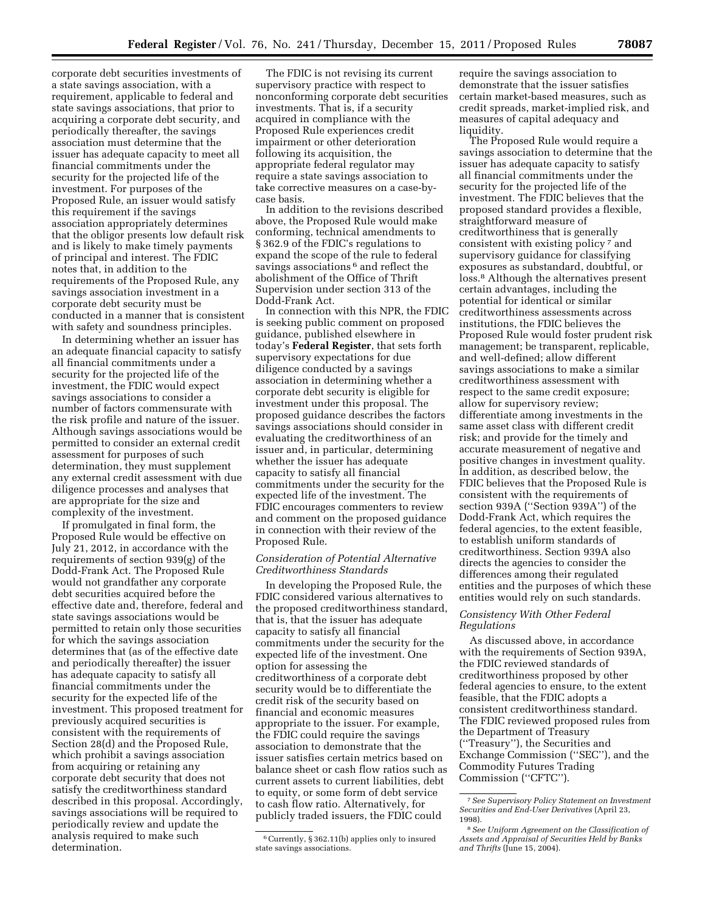corporate debt securities investments of a state savings association, with a requirement, applicable to federal and state savings associations, that prior to acquiring a corporate debt security, and periodically thereafter, the savings association must determine that the issuer has adequate capacity to meet all financial commitments under the security for the projected life of the investment. For purposes of the Proposed Rule, an issuer would satisfy this requirement if the savings association appropriately determines that the obligor presents low default risk and is likely to make timely payments of principal and interest. The FDIC notes that, in addition to the requirements of the Proposed Rule, any savings association investment in a corporate debt security must be conducted in a manner that is consistent with safety and soundness principles.

In determining whether an issuer has an adequate financial capacity to satisfy all financial commitments under a security for the projected life of the investment, the FDIC would expect savings associations to consider a number of factors commensurate with the risk profile and nature of the issuer. Although savings associations would be permitted to consider an external credit assessment for purposes of such determination, they must supplement any external credit assessment with due diligence processes and analyses that are appropriate for the size and complexity of the investment.

If promulgated in final form, the Proposed Rule would be effective on July 21, 2012, in accordance with the requirements of section 939(g) of the Dodd-Frank Act. The Proposed Rule would not grandfather any corporate debt securities acquired before the effective date and, therefore, federal and state savings associations would be permitted to retain only those securities for which the savings association determines that (as of the effective date and periodically thereafter) the issuer has adequate capacity to satisfy all financial commitments under the security for the expected life of the investment. This proposed treatment for previously acquired securities is consistent with the requirements of Section 28(d) and the Proposed Rule, which prohibit a savings association from acquiring or retaining any corporate debt security that does not satisfy the creditworthiness standard described in this proposal. Accordingly, savings associations will be required to periodically review and update the analysis required to make such determination.

The FDIC is not revising its current supervisory practice with respect to nonconforming corporate debt securities investments. That is, if a security acquired in compliance with the Proposed Rule experiences credit impairment or other deterioration following its acquisition, the appropriate federal regulator may require a state savings association to take corrective measures on a case-by-case basis.

In addition to the revisions described above, the Proposed Rule would make conforming, technical amendments to § 362.9 of the FDIC's regulations to expand the scope of the rule to federal savings associations [6] and reflect the abolishment of the Office of Thrift Supervision under section 313 of the Dodd-Frank Act.

In connection with this NPR, the FDIC is seeking public comment on proposed guidance, published elsewhere in today's **Federal Register**, that sets forth supervisory expectations for due diligence conducted by a savings association in determining whether a corporate debt security is eligible for investment under this proposal. The proposed guidance describes the factors savings associations should consider in evaluating the creditworthiness of an issuer and, in particular, determining whether the issuer has adequate capacity to satisfy all financial commitments under the security for the expected life of the investment. The FDIC encourages commenters to review and comment on the proposed guidance in connection with their review of the Proposed Rule.

### *Consideration of Potential Alternative Creditworthiness Standards*

In developing the Proposed Rule, the FDIC considered various alternatives to the proposed creditworthiness standard, that is, that the issuer has adequate capacity to satisfy all financial commitments under the security for the expected life of the investment. One option for assessing the creditworthiness of a corporate debt security would be to differentiate the credit risk of the security based on financial and economic measures appropriate to the issuer. For example, the FDIC could require the savings association to demonstrate that the issuer satisfies certain metrics based on balance sheet or cash flow ratios such as current assets to current liabilities, debt to equity, or some form of debt service to cash flow ratio. Alternatively, for publicly traded issuers, the FDIC could require the savings association to demonstrate that the issuer satisfies certain market-based measures, such as credit spreads, market-implied risk, and measures of capital adequacy and liquidity.

The Proposed Rule would require a savings association to determine that the issuer has adequate capacity to satisfy all financial commitments under the security for the projected life of the investment. The FDIC believes that the proposed standard provides a flexible, straightforward measure of creditworthiness that is generally consistent with existing policy [7] and supervisory guidance for classifying exposures as substandard, doubtful, or loss.[8] Although the alternatives present certain advantages, including the potential for identical or similar creditworthiness assessments across institutions, the FDIC believes the Proposed Rule would foster prudent risk management; be transparent, replicable, and well-defined; allow different savings associations to make a similar creditworthiness assessment with respect to the same credit exposure; allow for supervisory review; differentiate among investments in the same asset class with different credit risk; and provide for the timely and accurate measurement of negative and positive changes in investment quality. In addition, as described below, the FDIC believes that the Proposed Rule is consistent with the requirements of section 939A (''Section 939A'') of the Dodd-Frank Act, which requires the federal agencies, to the extent feasible, to establish uniform standards of creditworthiness. Section 939A also directs the agencies to consider the differences among their regulated entities and the purposes of which these entities would rely on such standards.

### *Consistency With Other Federal Regulations*

As discussed above, in accordance with the requirements of Section 939A, the FDIC reviewed standards of creditworthiness proposed by other federal agencies to ensure, to the extent feasible, that the FDIC adopts a consistent creditworthiness standard. The FDIC reviewed proposed rules from the Department of Treasury (''Treasury''), the Securities and Exchange Commission (''SEC''), and the Commodity Futures Trading Commission (''CFTC'').

---

[6] Currently, § 362.11(b) applies only to insured state savings associations.

[7] *See Supervisory Policy Statement on Investment Securities and End-User Derivatives* (April 23, 1998).

[8] *See Uniform Agreement on the Classification of Assets and Appraisal of Securities Held by Banks and Thrifts* (June 15, 2004).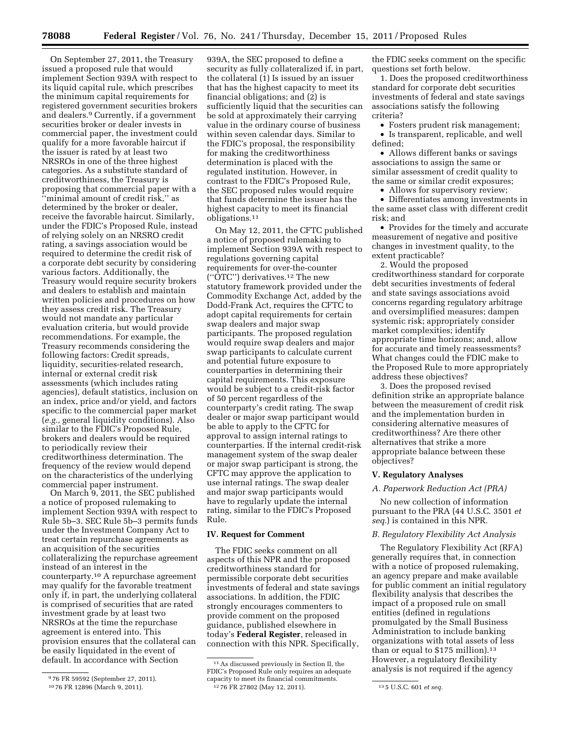On September 27, 2011, the Treasury issued a proposed rule that would implement Section 939A with respect to its liquid capital rule, which prescribes the minimum capital requirements for registered government securities brokers and dealers.[9] Currently, if a government securities broker or dealer invests in commercial paper, the investment could qualify for a more favorable haircut if the issuer is rated by at least two NRSROs in one of the three highest categories. As a substitute standard of creditworthiness, the Treasury is proposing that commercial paper with a ''minimal amount of credit risk,'' as determined by the broker or dealer, receive the favorable haircut. Similarly, under the FDIC's Proposed Rule, instead of relying solely on an NRSRO credit rating, a savings association would be required to determine the credit risk of a corporate debt security by considering various factors. Additionally, the Treasury would require security brokers and dealers to establish and maintain written policies and procedures on how they assess credit risk. The Treasury would not mandate any particular evaluation criteria, but would provide recommendations. For example, the Treasury recommends considering the following factors: Credit spreads, liquidity, securities-related research, internal or external credit risk assessments (which includes rating agencies), default statistics, inclusion on an index, price and/or yield, and factors specific to the commercial paper market (*e.g.,* general liquidity conditions). Also similar to the FDIC's Proposed Rule, brokers and dealers would be required to periodically review their creditworthiness determination. The frequency of the review would depend on the characteristics of the underlying commercial paper instrument.

On March 9, 2011, the SEC published a notice of proposed rulemaking to implement Section 939A with respect to Rule 5b–3. SEC Rule 5b–3 permits funds under the Investment Company Act to treat certain repurchase agreements as an acquisition of the securities collateralizing the repurchase agreement instead of an interest in the counterparty.[10] A repurchase agreement may qualify for the favorable treatment only if, in part, the underlying collateral is comprised of securities that are rated investment grade by at least two NRSROs at the time the repurchase agreement is entered into. This provision ensures that the collateral can be easily liquidated in the event of default. In accordance with Section 939A, the SEC proposed to define a security as fully collateralized if, in part, the collateral (1) Is issued by an issuer that has the highest capacity to meet its financial obligations; and (2) is sufficiently liquid that the securities can be sold at approximately their carrying value in the ordinary course of business within seven calendar days. Similar to the FDIC's proposal, the responsibility for making the creditworthiness determination is placed with the regulated institution. However, in contrast to the FDIC's Proposed Rule, the SEC proposed rules would require that funds determine the issuer has the highest capacity to meet its financial obligations.[11]

On May 12, 2011, the CFTC published a notice of proposed rulemaking to implement Section 939A with respect to regulations governing capital requirements for over-the-counter (''OTC'') derivatives.[12] The new statutory framework provided under the Commodity Exchange Act, added by the Dodd-Frank Act, requires the CFTC to adopt capital requirements for certain swap dealers and major swap participants. The proposed regulation would require swap dealers and major swap participants to calculate current and potential future exposure to counterparties in determining their capital requirements. This exposure would be subject to a credit-risk factor of 50 percent regardless of the counterparty's credit rating. The swap dealer or major swap participant would be able to apply to the CFTC for approval to assign internal ratings to counterparties. If the internal credit-risk management system of the swap dealer or major swap participant is strong, the CFTC may approve the application to use internal ratings. The swap dealer and major swap participants would have to regularly update the internal rating, similar to the FDIC's Proposed Rule.

## IV. Request for Comment

The FDIC seeks comment on all aspects of this NPR and the proposed creditworthiness standard for permissible corporate debt securities investments of federal and state savings associations. In addition, the FDIC strongly encourages commenters to provide comment on the proposed guidance, published elsewhere in today's **Federal Register**, released in connection with this NPR. Specifically, the FDIC seeks comment on the specific questions set forth below.

1. Does the proposed creditworthiness standard for corporate debt securities investments of federal and state savings associations satisfy the following criteria?

- Fosters prudent risk management;
- Is transparent, replicable, and well defined;
- Allows different banks or savings associations to assign the same or similar assessment of credit quality to the same or similar credit exposures;
- Allows for supervisory review;
- Differentiates among investments in the same asset class with different credit risk; and
- Provides for the timely and accurate measurement of negative and positive changes in investment quality, to the extent practicable?

2. Would the proposed creditworthiness standard for corporate debt securities investments of federal and state savings associations avoid concerns regarding regulatory arbitrage and oversimplified measures; dampen systemic risk; appropriately consider market complexities; identify appropriate time horizons; and, allow for accurate and timely reassessments? What changes could the FDIC make to the Proposed Rule to more appropriately address these objectives?

3. Does the proposed revised definition strike an appropriate balance between the measurement of credit risk and the implementation burden in considering alternative measures of creditworthiness? Are there other alternatives that strike a more appropriate balance between these objectives?

## V. Regulatory Analyses

### A. Paperwork Reduction Act (PRA)

No new collection of information pursuant to the PRA (44 U.S.C. 3501 *et seq.*) is contained in this NPR.

### B. Regulatory Flexibility Act Analysis

The Regulatory Flexibility Act (RFA) generally requires that, in connection with a notice of proposed rulemaking, an agency prepare and make available for public comment an initial regulatory flexibility analysis that describes the impact of a proposed rule on small entities (defined in regulations promulgated by the Small Business Administration to include banking organizations with total assets of less than or equal to $175 million).[13] However, a regulatory flexibility analysis is not required if the agency

---

[9] 76 FR 59592 (September 27, 2011).

[10] 76 FR 12896 (March 9, 2011).

[11] As discussed previously in Section II, the FDIC's Proposed Rule only requires an adequate capacity to meet its financial commitments.

[12] 76 FR 27802 (May 12, 2011).

[13] 5 U.S.C. 601 *et seq.*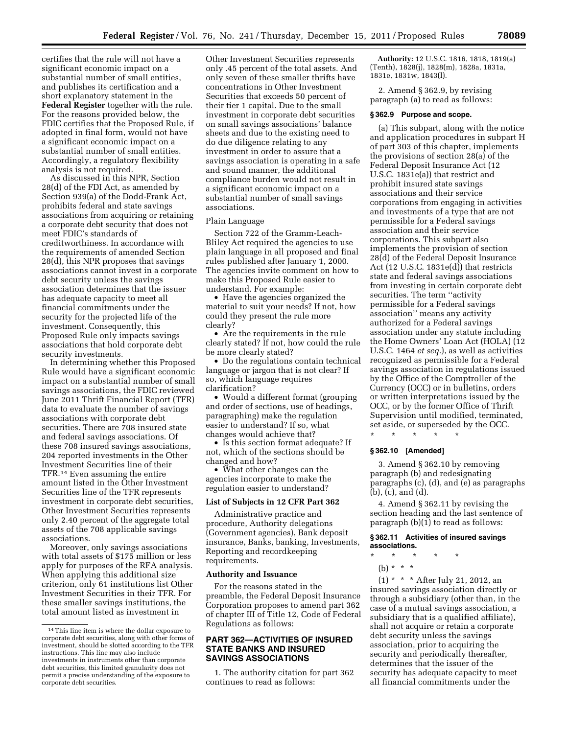certifies that the rule will not have a significant economic impact on a substantial number of small entities, and publishes its certification and a short explanatory statement in the **Federal Register** together with the rule. For the reasons provided below, the FDIC certifies that the Proposed Rule, if adopted in final form, would not have a significant economic impact on a substantial number of small entities. Accordingly, a regulatory flexibility analysis is not required.

As discussed in this NPR, Section 28(d) of the FDI Act, as amended by Section 939(a) of the Dodd-Frank Act, prohibits federal and state savings associations from acquiring or retaining a corporate debt security that does not meet FDIC's standards of creditworthiness. In accordance with the requirements of amended Section 28(d), this NPR proposes that savings associations cannot invest in a corporate debt security unless the savings association determines that the issuer has adequate capacity to meet all financial commitments under the security for the projected life of the investment. Consequently, this Proposed Rule only impacts savings associations that hold corporate debt security investments.

In determining whether this Proposed Rule would have a significant economic impact on a substantial number of small savings associations, the FDIC reviewed June 2011 Thrift Financial Report (TFR) data to evaluate the number of savings associations with corporate debt securities. There are 708 insured state and federal savings associations. Of these 708 insured savings associations, 204 reported investments in the Other Investment Securities line of their TFR.[14] Even assuming the entire amount listed in the Other Investment Securities line of the TFR represents investment in corporate debt securities, Other Investment Securities represents only 2.40 percent of the aggregate total assets of the 708 applicable savings associations.

Moreover, only savings associations with total assets of $175 million or less apply for purposes of the RFA analysis. When applying this additional size criterion, only 61 institutions list Other Investment Securities in their TFR. For these smaller savings institutions, the total amount listed as investment in Other Investment Securities represents only .45 percent of the total assets. And only seven of these smaller thrifts have concentrations in Other Investment Securities that exceeds 50 percent of their tier 1 capital. Due to the small investment in corporate debt securities on small savings associations' balance sheets and due to the existing need to do due diligence relating to any investment in order to assure that a savings association is operating in a safe and sound manner, the additional compliance burden would not result in a significant economic impact on a substantial number of small savings associations.

[14] This line item is where the dollar exposure to corporate debt securities, along with other forms of investment, should be slotted according to the TFR instructions. This line may also include investments in instruments other than corporate debt securities, this limited granularity does not permit a precise understanding of the exposure to corporate debt securities.

Plain Language

Section 722 of the Gramm-Leach-Bliley Act required the agencies to use plain language in all proposed and final rules published after January 1, 2000. The agencies invite comment on how to make this Proposed Rule easier to understand. For example:

- Have the agencies organized the material to suit your needs? If not, how could they present the rule more clearly?
- Are the requirements in the rule clearly stated? If not, how could the rule be more clearly stated?
- Do the regulations contain technical language or jargon that is not clear? If so, which language requires clarification?
- Would a different format (grouping and order of sections, use of headings, paragraphing) make the regulation easier to understand? If so, what changes would achieve that?
- Is this section format adequate? If not, which of the sections should be changed and how?
- What other changes can the agencies incorporate to make the regulation easier to understand?

**List of Subjects in 12 CFR Part 362**

Administrative practice and procedure, Authority delegations (Government agencies), Bank deposit insurance, Banks, banking, Investments, Reporting and recordkeeping requirements.

**Authority and Issuance**

For the reasons stated in the preamble, the Federal Deposit Insurance Corporation proposes to amend part 362 of chapter III of Title 12, Code of Federal Regulations as follows:

**PART 362—ACTIVITIES OF INSURED STATE BANKS AND INSURED SAVINGS ASSOCIATIONS**

1. The authority citation for part 362 continues to read as follows:

**Authority:** 12 U.S.C. 1816, 1818, 1819(a) (Tenth), 1828(j), 1828(m), 1828a, 1831a, 1831e, 1831w, 1843(l).

2. Amend § 362.9, by revising paragraph (a) to read as follows:

**§ 362.9 Purpose and scope.**

(a) This subpart, along with the notice and application procedures in subpart H of part 303 of this chapter, implements the provisions of section 28(a) of the Federal Deposit Insurance Act (12 U.S.C. 1831e(a)) that restrict and prohibit insured state savings associations and their service corporations from engaging in activities and investments of a type that are not permissible for a Federal savings association and their service corporations. This subpart also implements the provision of section 28(d) of the Federal Deposit Insurance Act (12 U.S.C. 1831e(d)) that restricts state and federal savings associations from investing in certain corporate debt securities. The term ''activity permissible for a Federal savings association'' means any activity authorized for a Federal savings association under any statute including the Home Owners' Loan Act (HOLA) (12 U.S.C. 1464 *et seq.*), as well as activities recognized as permissible for a Federal savings association in regulations issued by the Office of the Comptroller of the Currency (OCC) or in bulletins, orders or written interpretations issued by the OCC, or by the former Office of Thrift Supervision until modified, terminated, set aside, or superseded by the OCC.

\* \* \* \* \*

**§ 362.10 [Amended]**

3. Amend § 362.10 by removing paragraph (b) and redesignating paragraphs (c), (d), and (e) as paragraphs (b), (c), and (d).

4. Amend § 362.11 by revising the section heading and the last sentence of paragraph (b)(1) to read as follows:

**§ 362.11 Activities of insured savings associations.**

\* \* \* \* \*

(b) \* \* \*

(1) \* \* \* After July 21, 2012, an insured savings association directly or through a subsidiary (other than, in the case of a mutual savings association, a subsidiary that is a qualified affiliate), shall not acquire or retain a corporate debt security unless the savings association, prior to acquiring the security and periodically thereafter, determines that the issuer of the security has adequate capacity to meet all financial commitments under the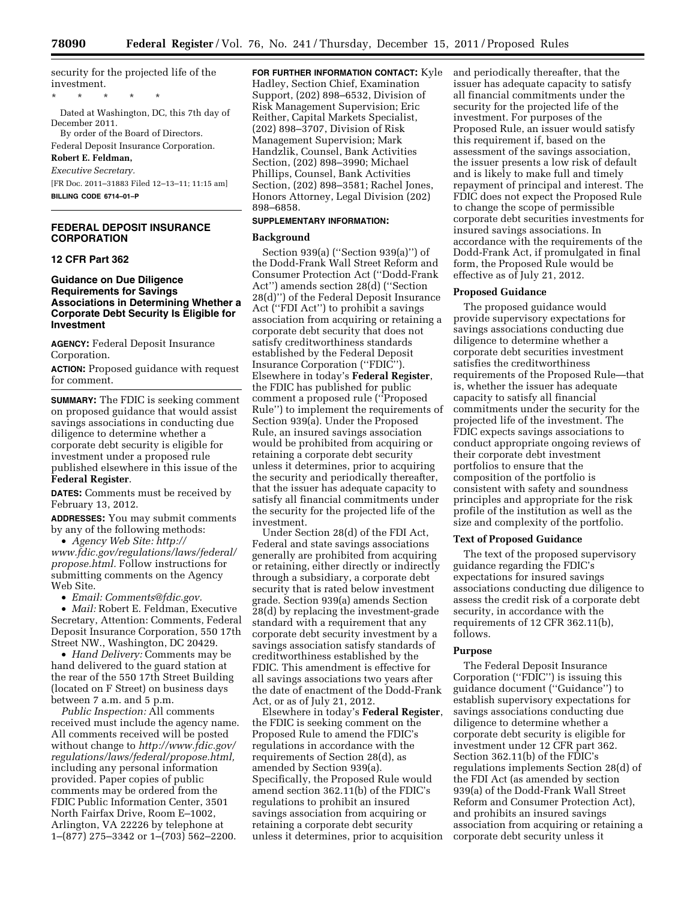security for the projected life of the investment.

\* \* \* \* \*

Dated at Washington, DC, this 7th day of December 2011.

By order of the Board of Directors.

Federal Deposit Insurance Corporation.

**Robert E. Feldman,**

*Executive Secretary.*

[FR Doc. 2011–31883 Filed 12–13–11; 11:15 am]

**BILLING CODE 6714–01–P**

---

## FEDERAL DEPOSIT INSURANCE CORPORATION

### 12 CFR Part 362

### Guidance on Due Diligence Requirements for Savings Associations in Determining Whether a Corporate Debt Security Is Eligible for Investment

**AGENCY:** Federal Deposit Insurance Corporation.

**ACTION:** Proposed guidance with request for comment.

**SUMMARY:** The FDIC is seeking comment on proposed guidance that would assist savings associations in conducting due diligence to determine whether a corporate debt security is eligible for investment under a proposed rule published elsewhere in this issue of the **Federal Register**.

**DATES:** Comments must be received by February 13, 2012.

**ADDRESSES:** You may submit comments by any of the following methods:

- *Agency Web Site: http://www.fdic.gov/regulations/laws/federal/propose.html.* Follow instructions for submitting comments on the Agency Web Site.
- *Email: Comments@fdic.gov.*
- *Mail:* Robert E. Feldman, Executive Secretary, Attention: Comments, Federal Deposit Insurance Corporation, 550 17th Street NW., Washington, DC 20429.
- *Hand Delivery:* Comments may be hand delivered to the guard station at the rear of the 550 17th Street Building (located on F Street) on business days between 7 a.m. and 5 p.m.

*Public Inspection:* All comments received must include the agency name. All comments received will be posted without change to *http://www.fdic.gov/regulations/laws/federal/propose.html,* including any personal information provided. Paper copies of public comments may be ordered from the FDIC Public Information Center, 3501 North Fairfax Drive, Room E–1002, Arlington, VA 22226 by telephone at 1–(877) 275–3342 or 1–(703) 562–2200.

**FOR FURTHER INFORMATION CONTACT:** Kyle Hadley, Section Chief, Examination Support, (202) 898–6532, Division of Risk Management Supervision; Eric Reither, Capital Markets Specialist, (202) 898–3707, Division of Risk Management Supervision; Mark Handzlik, Counsel, Bank Activities Section, (202) 898–3990; Michael Phillips, Counsel, Bank Activities Section, (202) 898–3581; Rachel Jones, Honors Attorney, Legal Division (202) 898–6858.

**SUPPLEMENTARY INFORMATION:**

#### Background

Section 939(a) (''Section 939(a)'') of the Dodd-Frank Wall Street Reform and Consumer Protection Act (''Dodd-Frank Act'') amends section 28(d) (''Section 28(d)'') of the Federal Deposit Insurance Act (''FDI Act'') to prohibit a savings association from acquiring or retaining a corporate debt security that does not satisfy creditworthiness standards established by the Federal Deposit Insurance Corporation (''FDIC''). Elsewhere in today's **Federal Register**, the FDIC has published for public comment a proposed rule (''Proposed Rule'') to implement the requirements of Section 939(a). Under the Proposed Rule, an insured savings association would be prohibited from acquiring or retaining a corporate debt security unless it determines, prior to acquiring the security and periodically thereafter, that the issuer has adequate capacity to satisfy all financial commitments under the security for the projected life of the investment.

Under Section 28(d) of the FDI Act, Federal and state savings associations generally are prohibited from acquiring or retaining, either directly or indirectly through a subsidiary, a corporate debt security that is rated below investment grade. Section 939(a) amends Section 28(d) by replacing the investment-grade standard with a requirement that any corporate debt security investment by a savings association satisfy standards of creditworthiness established by the FDIC. This amendment is effective for all savings associations two years after the date of enactment of the Dodd-Frank Act, or as of July 21, 2012.

Elsewhere in today's **Federal Register**, the FDIC is seeking comment on the Proposed Rule to amend the FDIC's regulations in accordance with the requirements of Section 28(d), as amended by Section 939(a). Specifically, the Proposed Rule would amend section 362.11(b) of the FDIC's regulations to prohibit an insured savings association from acquiring or retaining a corporate debt security unless it determines, prior to acquisition and periodically thereafter, that the issuer has adequate capacity to satisfy all financial commitments under the security for the projected life of the investment. For purposes of the Proposed Rule, an issuer would satisfy this requirement if, based on the assessment of the savings association, the issuer presents a low risk of default and is likely to make full and timely repayment of principal and interest. The FDIC does not expect the Proposed Rule to change the scope of permissible corporate debt securities investments for insured savings associations. In accordance with the requirements of the Dodd-Frank Act, if promulgated in final form, the Proposed Rule would be effective as of July 21, 2012.

#### Proposed Guidance

The proposed guidance would provide supervisory expectations for savings associations conducting due diligence to determine whether a corporate debt securities investment satisfies the creditworthiness requirements of the Proposed Rule—that is, whether the issuer has adequate capacity to satisfy all financial commitments under the security for the projected life of the investment. The FDIC expects savings associations to conduct appropriate ongoing reviews of their corporate debt investment portfolios to ensure that the composition of the portfolio is consistent with safety and soundness principles and appropriate for the risk profile of the institution as well as the size and complexity of the portfolio.

#### Text of Proposed Guidance

The text of the proposed supervisory guidance regarding the FDIC's expectations for insured savings associations conducting due diligence to assess the credit risk of a corporate debt security, in accordance with the requirements of 12 CFR 362.11(b), follows.

#### Purpose

The Federal Deposit Insurance Corporation (''FDIC'') is issuing this guidance document (''Guidance'') to establish supervisory expectations for savings associations conducting due diligence to determine whether a corporate debt security is eligible for investment under 12 CFR part 362. Section 362.11(b) of the FDIC's regulations implements Section 28(d) of the FDI Act (as amended by section 939(a) of the Dodd-Frank Wall Street Reform and Consumer Protection Act), and prohibits an insured savings association from acquiring or retaining a corporate debt security unless it